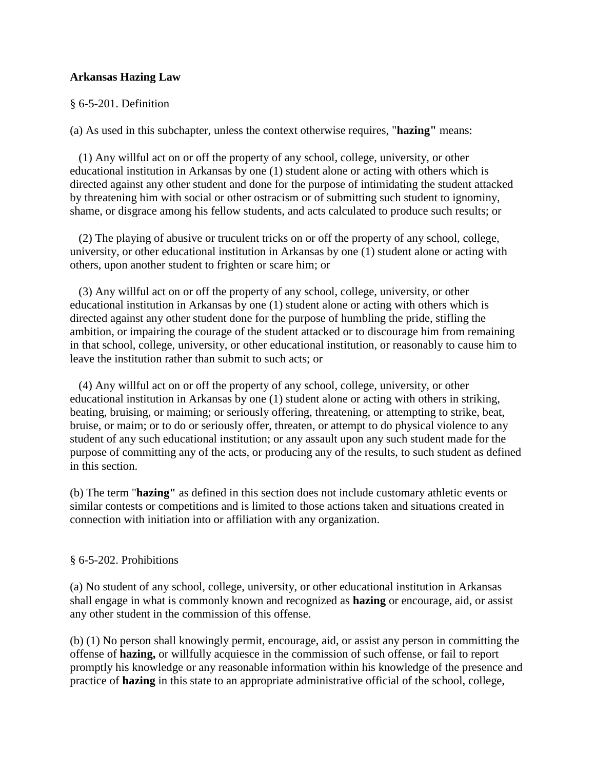**Arkansas Hazing Law**

§ 6-5-201. Definition

(a) As used in this subchapter, unless the context otherwise requires, "**hazing"** means:

(1) Any willful act on or off the property of any school, college, university, or other educational institution in Arkansas by one (1) student alone or acting with others which is directed against any other student and done for the purpose of intimidating the student attacked by threatening him with social or other ostracism or of submitting such student to ignominy, shame, or disgrace among his fellow students, and acts calculated to produce such results; or

(2) The playing of abusive or truculent tricks on or off the property of any school, college, university, or other educational institution in Arkansas by one (1) student alone or acting with others, upon another student to frighten or scare him; or

(3) Any willful act on or off the property of any school, college, university, or other educational institution in Arkansas by one (1) student alone or acting with others which is directed against any other student done for the purpose of humbling the pride, stifling the ambition, or impairing the courage of the student attacked or to discourage him from remaining in that school, college, university, or other educational institution, or reasonably to cause him to leave the institution rather than submit to such acts; or

(4) Any willful act on or off the property of any school, college, university, or other educational institution in Arkansas by one (1) student alone or acting with others in striking, beating, bruising, or maiming; or seriously offering, threatening, or attempting to strike, beat, bruise, or maim; or to do or seriously offer, threaten, or attempt to do physical violence to any student of any such educational institution; or any assault upon any such student made for the purpose of committing any of the acts, or producing any of the results, to such student as defined in this section.

(b) The term "**hazing"** as defined in this section does not include customary athletic events or similar contests or competitions and is limited to those actions taken and situations created in connection with initiation into or affiliation with any organization.

§ 6-5-202. Prohibitions

(a) No student of any school, college, university, or other educational institution in Arkansas shall engage in what is commonly known and recognized as **hazing** or encourage, aid, or assist any other student in the commission of this offense.

(b) (1) No person shall knowingly permit, encourage, aid, or assist any person in committing the offense of **hazing,** or willfully acquiesce in the commission of such offense, or fail to report promptly his knowledge or any reasonable information within his knowledge of the presence and practice of **hazing** in this state to an appropriate administrative official of the school, college,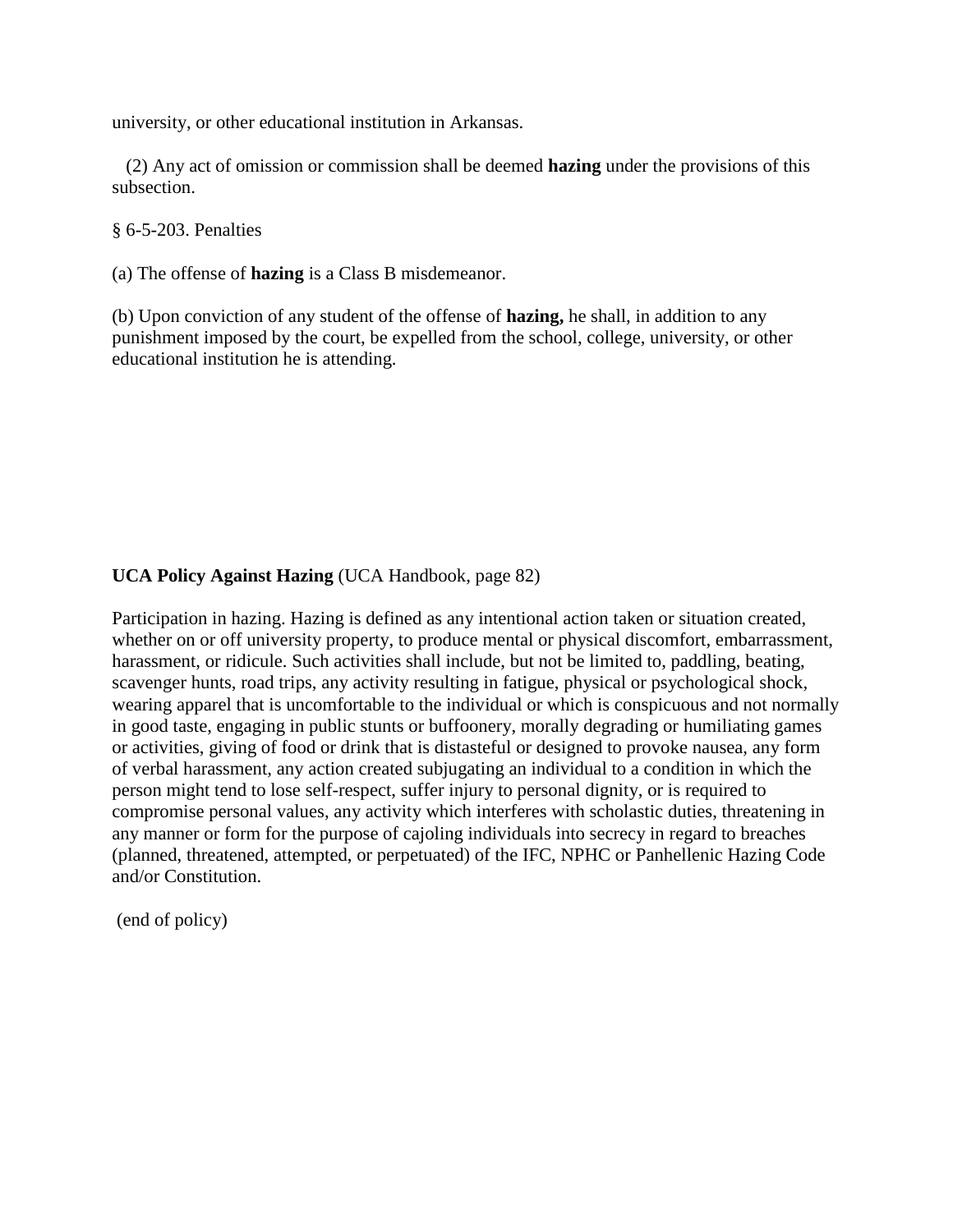university, or other educational institution in Arkansas.

(2) Any act of omission or commission shall be deemed **hazing** under the provisions of this subsection.

§ 6-5-203. Penalties

(a) The offense of **hazing** is a Class B misdemeanor.

(b) Upon conviction of any student of the offense of **hazing,** he shall, in addition to any punishment imposed by the court, be expelled from the school, college, university, or other educational institution he is attending.

**UCA Policy Against Hazing** (UCA Handbook, page 82)

Participation in hazing. Hazing is defined as any intentional action taken or situation created, whether on or off university property, to produce mental or physical discomfort, embarrassment, harassment, or ridicule. Such activities shall include, but not be limited to, paddling, beating, scavenger hunts, road trips, any activity resulting in fatigue, physical or psychological shock, wearing apparel that is uncomfortable to the individual or which is conspicuous and not normally in good taste, engaging in public stunts or buffoonery, morally degrading or humiliating games or activities, giving of food or drink that is distasteful or designed to provoke nausea, any form of verbal harassment, any action created subjugating an individual to a condition in which the person might tend to lose self-respect, suffer injury to personal dignity, or is required to compromise personal values, any activity which interferes with scholastic duties, threatening in any manner or form for the purpose of cajoling individuals into secrecy in regard to breaches (planned, threatened, attempted, or perpetuated) of the IFC, NPHC or Panhellenic Hazing Code and/or Constitution.

(end of policy)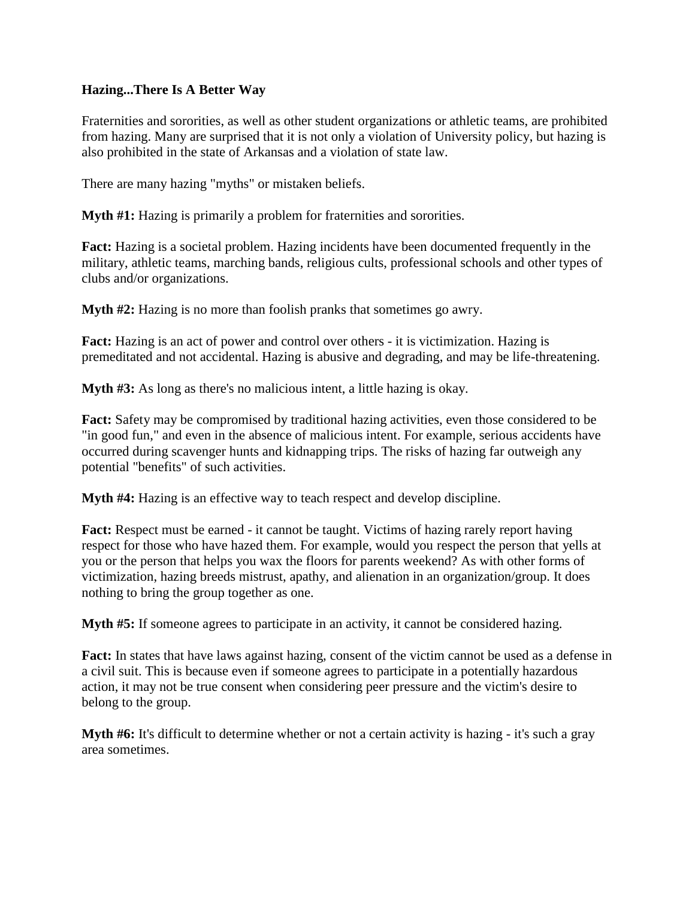**Hazing...There Is A Better Way**

Fraternities and sororities, as well as other student organizations or athletic teams, are prohibited from hazing. Many are surprised that it is not only a violation of University policy, but hazing is also prohibited in the state of Arkansas and a violation of state law.

There are many hazing "myths" or mistaken beliefs.

**Myth #1:** Hazing is primarily a problem for fraternities and sororities.

**Fact:** Hazing is a societal problem. Hazing incidents have been documented frequently in the military, athletic teams, marching bands, religious cults, professional schools and other types of clubs and/or organizations.

**Myth #2:** Hazing is no more than foolish pranks that sometimes go awry.

**Fact:** Hazing is an act of power and control over others - it is victimization. Hazing is premeditated and not accidental. Hazing is abusive and degrading, and may be life-threatening.

**Myth #3:** As long as there's no malicious intent, a little hazing is okay.

**Fact:** Safety may be compromised by traditional hazing activities, even those considered to be "in good fun," and even in the absence of malicious intent. For example, serious accidents have occurred during scavenger hunts and kidnapping trips. The risks of hazing far outweigh any potential "benefits" of such activities.

**Myth #4:** Hazing is an effective way to teach respect and develop discipline.

**Fact:** Respect must be earned - it cannot be taught. Victims of hazing rarely report having respect for those who have hazed them. For example, would you respect the person that yells at you or the person that helps you wax the floors for parents weekend? As with other forms of victimization, hazing breeds mistrust, apathy, and alienation in an organization/group. It does nothing to bring the group together as one.

**Myth #5:** If someone agrees to participate in an activity, it cannot be considered hazing.

**Fact:** In states that have laws against hazing, consent of the victim cannot be used as a defense in a civil suit. This is because even if someone agrees to participate in a potentially hazardous action, it may not be true consent when considering peer pressure and the victim's desire to belong to the group.

**Myth #6:** It's difficult to determine whether or not a certain activity is hazing - it's such a gray area sometimes.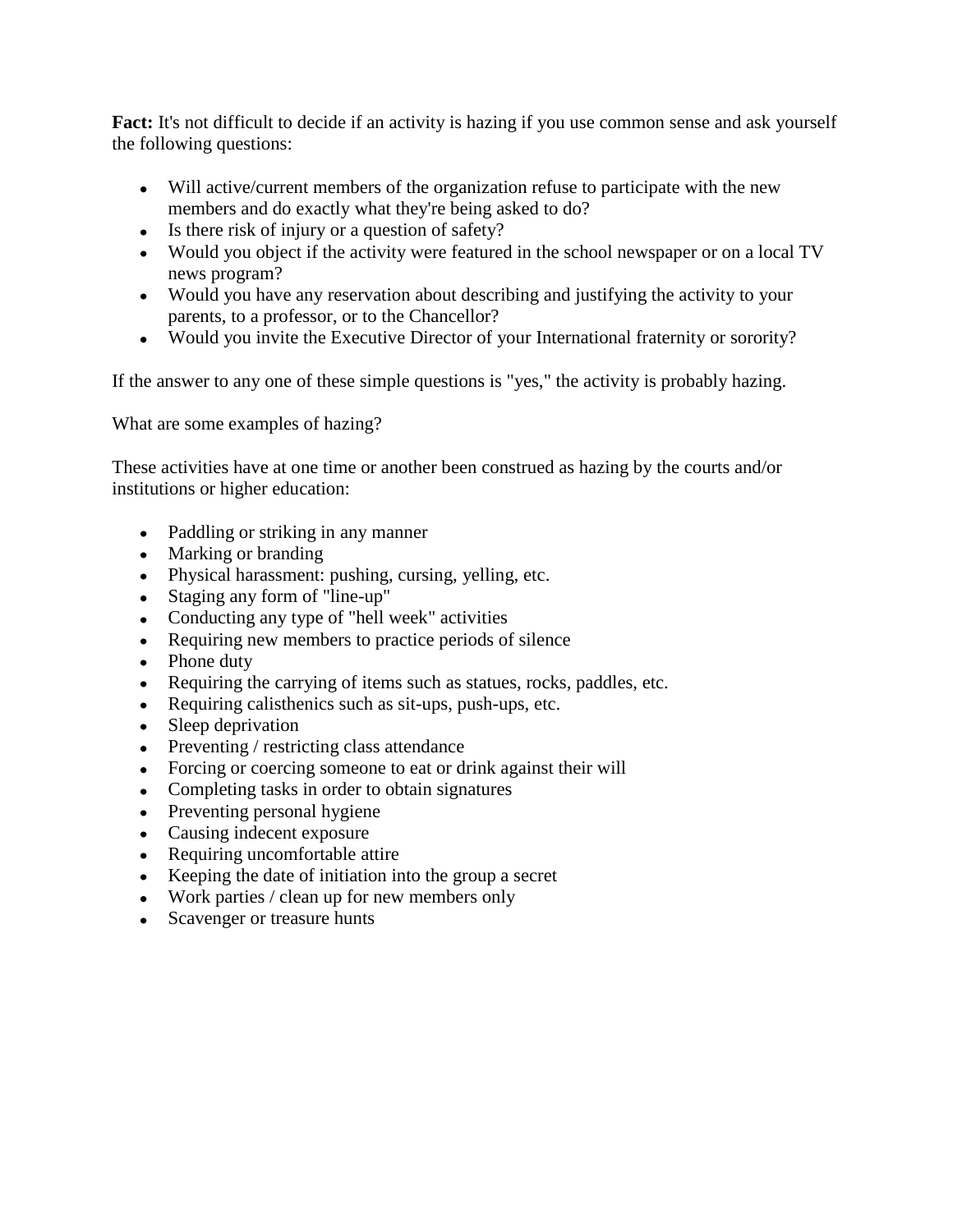**Fact:** It's not difficult to decide if an activity is hazing if you use common sense and ask yourself the following questions:

- Will active/current members of the organization refuse to participate with the new members and do exactly what they're being asked to do?
- Is there risk of injury or a question of safety?
- Would you object if the activity were featured in the school newspaper or on a local TV news program?
- Would you have any reservation about describing and justifying the activity to your parents, to a professor, or to the Chancellor?
- Would you invite the Executive Director of your International fraternity or sorority?

If the answer to any one of these simple questions is "yes," the activity is probably hazing.

What are some examples of hazing?

These activities have at one time or another been construed as hazing by the courts and/or institutions or higher education:

- Paddling or striking in any manner
- Marking or branding
- Physical harassment: pushing, cursing, yelling, etc.
- Staging any form of "line-up"
- Conducting any type of "hell week" activities
- Requiring new members to practice periods of silence
- Phone duty
- Requiring the carrying of items such as statues, rocks, paddles, etc.
- Requiring calisthenics such as sit-ups, push-ups, etc.
- Sleep deprivation
- Preventing / restricting class attendance
- Forcing or coercing someone to eat or drink against their will
- Completing tasks in order to obtain signatures
- Preventing personal hygiene
- Causing indecent exposure
- Requiring uncomfortable attire
- Keeping the date of initiation into the group a secret
- Work parties / clean up for new members only
- Scavenger or treasure hunts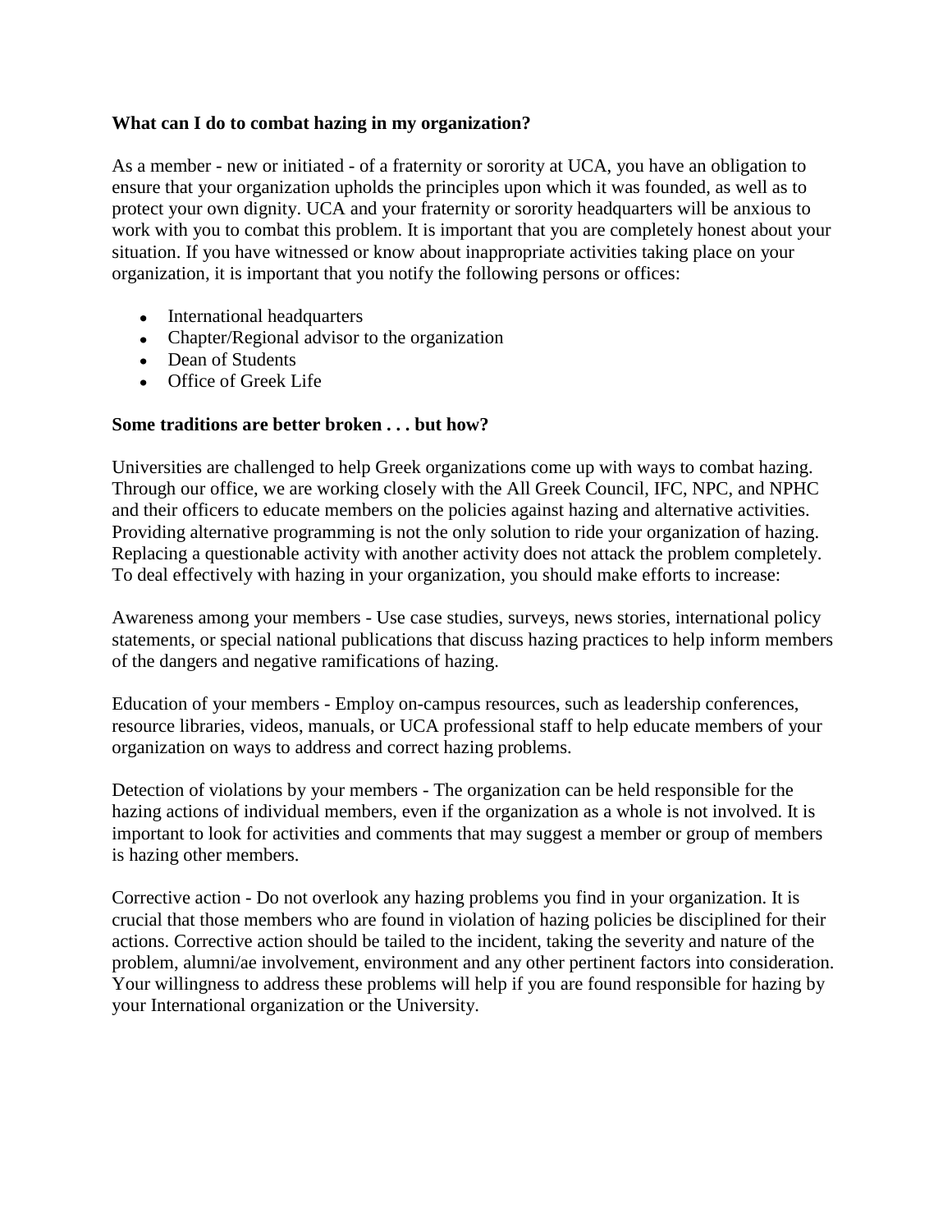**What can I do to combat hazing in my organization?**

As a member - new or initiated - of a fraternity or sorority at UCA, you have an obligation to ensure that your organization upholds the principles upon which it was founded, as well as to protect your own dignity. UCA and your fraternity or sorority headquarters will be anxious to work with you to combat this problem. It is important that you are completely honest about your situation. If you have witnessed or know about inappropriate activities taking place on your organization, it is important that you notify the following persons or offices:

- International headquarters
- Chapter/Regional advisor to the organization
- Dean of Students
- Office of Greek Life

**Some traditions are better broken . . . but how?**

Universities are challenged to help Greek organizations come up with ways to combat hazing. Through our office, we are working closely with the All Greek Council, IFC, NPC, and NPHC and their officers to educate members on the policies against hazing and alternative activities. Providing alternative programming is not the only solution to ride your organization of hazing. Replacing a questionable activity with another activity does not attack the problem completely. To deal effectively with hazing in your organization, you should make efforts to increase:

Awareness among your members - Use case studies, surveys, news stories, international policy statements, or special national publications that discuss hazing practices to help inform members of the dangers and negative ramifications of hazing.

Education of your members - Employ on-campus resources, such as leadership conferences, resource libraries, videos, manuals, or UCA professional staff to help educate members of your organization on ways to address and correct hazing problems.

Detection of violations by your members - The organization can be held responsible for the hazing actions of individual members, even if the organization as a whole is not involved. It is important to look for activities and comments that may suggest a member or group of members is hazing other members.

Corrective action - Do not overlook any hazing problems you find in your organization. It is crucial that those members who are found in violation of hazing policies be disciplined for their actions. Corrective action should be tailed to the incident, taking the severity and nature of the problem, alumni/ae involvement, environment and any other pertinent factors into consideration. Your willingness to address these problems will help if you are found responsible for hazing by your International organization or the University.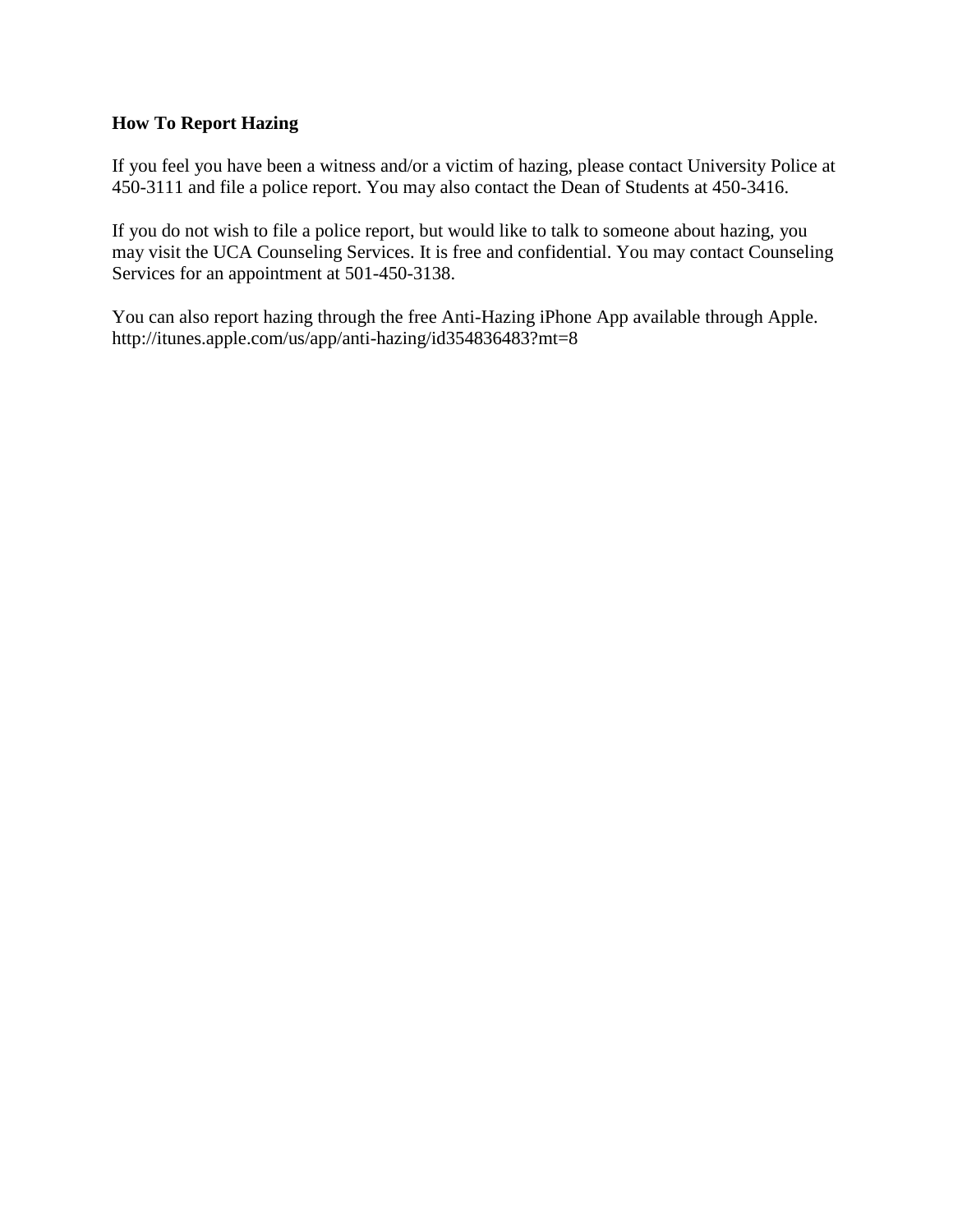**How To Report Hazing**

If you feel you have been a witness and/or a victim of hazing, please contact University Police at 450-3111 and file a police report. You may also contact the Dean of Students at 450-3416.

If you do not wish to file a police report, but would like to talk to someone about hazing, you may visit the UCA Counseling Services. It is free and confidential. You may contact Counseling Services for an appointment at 501-450-3138.

You can also report hazing through the free Anti-Hazing iPhone App available through Apple. http://itunes.apple.com/us/app/anti-hazing/id354836483?mt=8